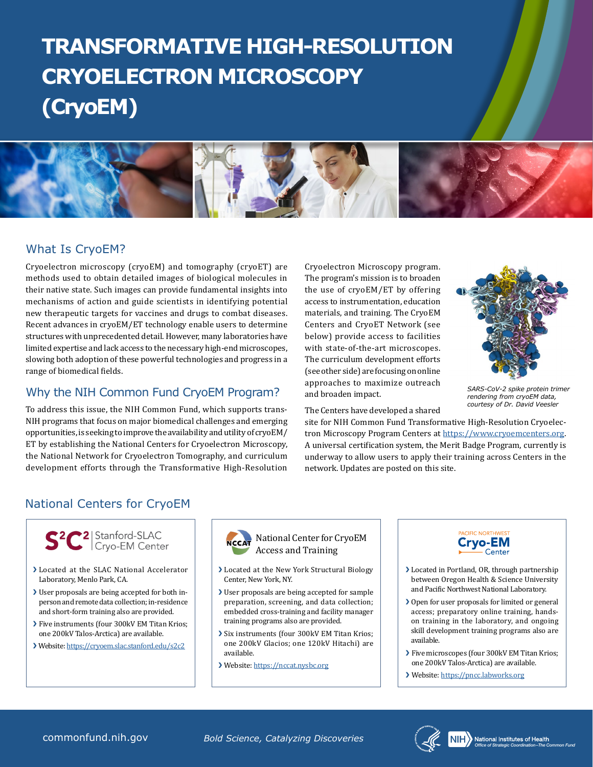# TRANSFORMATIVE HIGH-RESOLUTION CRYOELECTRON MICROSCOPY (CryoEM)

## What Is CryoEM?

Cryoelectron microscopy (cryoEM) and tomography (cryoET) are methods used to obtain detailed images of biological molecules in their native state. Such images can provide fundamental insights into mechanisms of action and guide scientists in identifying potential new therapeutic targets for vaccines and drugs to combat diseases. Recent advances in cryoEM/ET technology enable users to determine structures with unprecedented detail. However, many laboratories have limited expertise and lack access to the necessary high-end microscopes, slowing both adoption of these powerful technologies and progress in a range of biomedical fields.

## Why the NIH Common Fund CryoEM Program?

To address this issue, the NIH Common Fund, which supports trans-NIH programs that focus on major biomedical challenges and emerging opportunities, is seeking to improve the availability and utility of cryoEM/ET by establishing the National Centers for Cryoelectron Microscopy, the National Network for Cryoelectron Tomography, and curriculum development efforts through the Transformative High-Resolution Cryoelectron Microscopy program. The program's mission is to broaden the use of cryoEM/ET by offering access to instrumentation, education materials, and training. The CryoEM Centers and CryoET Network (see below) provide access to facilities with state-of-the-art microscopes. The curriculum development efforts (see other side) are focusing on online approaches to maximize outreach and broaden impact.

*SARS-CoV-2 spike protein trimer rendering from cryoEM data, courtesy of Dr. David Veesler*

The Centers have developed a shared site for NIH Common Fund Transformative High-Resolution Cryoelectron Microscopy Program Centers at https://www.cryoemcenters.org. A universal certification system, the Merit Badge Program, currently is underway to allow users to apply their training across Centers in the network. Updates are posted on this site.

## National Centers for CryoEM

### S²C² | Stanford-SLAC Cryo-EM Center

- Located at the SLAC National Accelerator Laboratory, Menlo Park, CA.
- User proposals are being accepted for both in-person and remote data collection; in-residence and short-form training also are provided.
- Five instruments (four 300kV EM Titan Krios; one 200kV Talos-Arctica) are available.
- Website: https://cryoem.slac.stanford.edu/s2c2

### NCCAT | National Center for CryoEM Access and Training

- Located at the New York Structural Biology Center, New York, NY.
- User proposals are being accepted for sample preparation, screening, and data collection; embedded cross-training and facility manager training programs also are provided.
- Six instruments (four 300kV EM Titan Krios; one 200kV Glacios; one 120kV Hitachi) are available.
- Website: https://nccat.nysbc.org

### Pacific Northwest Cryo-EM Center

- Located in Portland, OR, through partnership between Oregon Health & Science University and Pacific Northwest National Laboratory.
- Open for user proposals for limited or general access; preparatory online training, hands-on training in the laboratory, and ongoing skill development training programs also are available.
- Five microscopes (four 300kV EM Titan Krios; one 200kV Talos-Arctica) are available.
- Website: https://pncc.labworks.org

commonfund.nih.gov *Bold Science, Catalyzing Discoveries*

National Institutes of Health
Office of Strategic Coordination–The Common Fund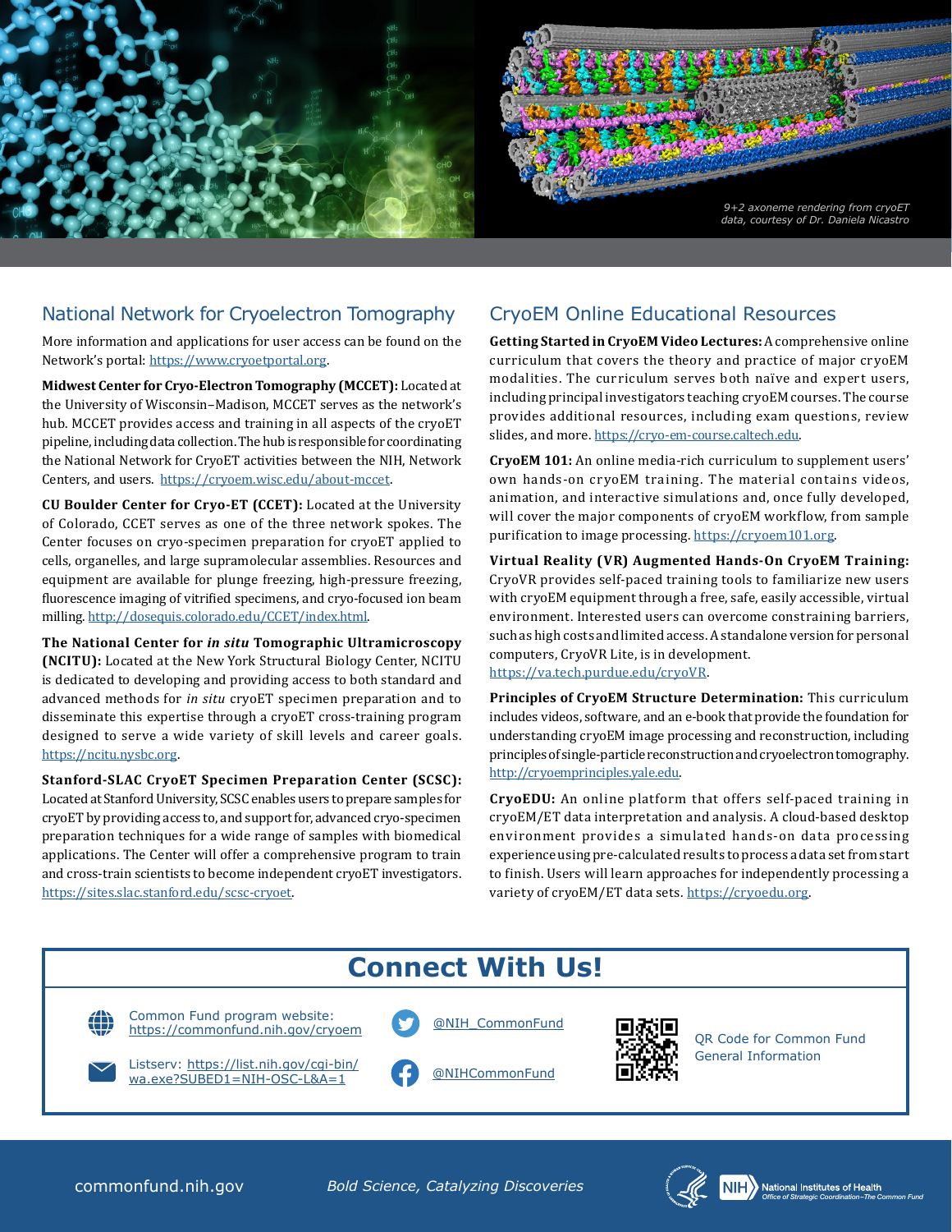9+2 axoneme rendering from cryoET data, courtesy of Dr. Daniela Nicastro

## National Network for Cryoelectron Tomography

More information and applications for user access can be found on the Network's portal: https://www.cryoetportal.org.

**Midwest Center for Cryo-Electron Tomography (MCCET):** Located at the University of Wisconsin–Madison, MCCET serves as the network's hub. MCCET provides access and training in all aspects of the cryoET pipeline, including data collection. The hub is responsible for coordinating the National Network for CryoET activities between the NIH, Network Centers, and users. https://cryoem.wisc.edu/about-mccet.

**CU Boulder Center for Cryo-ET (CCET):** Located at the University of Colorado, CCET serves as one of the three network spokes. The Center focuses on cryo-specimen preparation for cryoET applied to cells, organelles, and large supramolecular assemblies. Resources and equipment are available for plunge freezing, high-pressure freezing, fluorescence imaging of vitrified specimens, and cryo-focused ion beam milling. http://dosequis.colorado.edu/CCET/index.html.

**The National Center for *in situ* Tomographic Ultramicroscopy (NCITU):** Located at the New York Structural Biology Center, NCITU is dedicated to developing and providing access to both standard and advanced methods for *in situ* cryoET specimen preparation and to disseminate this expertise through a cryoET cross-training program designed to serve a wide variety of skill levels and career goals. https://ncitu.nysbc.org.

**Stanford-SLAC CryoET Specimen Preparation Center (SCSC):** Located at Stanford University, SCSC enables users to prepare samples for cryoET by providing access to, and support for, advanced cryo-specimen preparation techniques for a wide range of samples with biomedical applications. The Center will offer a comprehensive program to train and cross-train scientists to become independent cryoET investigators. https://sites.slac.stanford.edu/scsc-cryoet.

## CryoEM Online Educational Resources

**Getting Started in CryoEM Video Lectures:** A comprehensive online curriculum that covers the theory and practice of major cryoEM modalities. The curriculum serves both naïve and expert users, including principal investigators teaching cryoEM courses. The course provides additional resources, including exam questions, review slides, and more. https://cryo-em-course.caltech.edu.

**CryoEM 101:** An online media-rich curriculum to supplement users' own hands-on cryoEM training. The material contains videos, animation, and interactive simulations and, once fully developed, will cover the major components of cryoEM workflow, from sample purification to image processing. https://cryoem101.org.

**Virtual Reality (VR) Augmented Hands-On CryoEM Training:** CryoVR provides self-paced training tools to familiarize new users with cryoEM equipment through a free, safe, easily accessible, virtual environment. Interested users can overcome constraining barriers, such as high costs and limited access. A standalone version for personal computers, CryoVR Lite, is in development. https://va.tech.purdue.edu/cryoVR.

**Principles of CryoEM Structure Determination:** This curriculum includes videos, software, and an e-book that provide the foundation for understanding cryoEM image processing and reconstruction, including principles of single-particle reconstruction and cryoelectron tomography. http://cryoemprinciples.yale.edu.

**CryoEDU:** An online platform that offers self-paced training in cryoEM/ET data interpretation and analysis. A cloud-based desktop environment provides a simulated hands-on data processing experience using pre-calculated results to process a data set from start to finish. Users will learn approaches for independently processing a variety of cryoEM/ET data sets. https://cryoedu.org.

## Connect With Us!

Common Fund program website: https://commonfund.nih.gov/cryoem

Listserv: https://list.nih.gov/cgi-bin/wa.exe?SUBED1=NIH-OSC-L&A=1

@NIH_CommonFund

@NIHCommonFund

QR Code for Common Fund General Information

commonfund.nih.gov

*Bold Science, Catalyzing Discoveries*

National Institutes of Health
Office of Strategic Coordination–The Common Fund